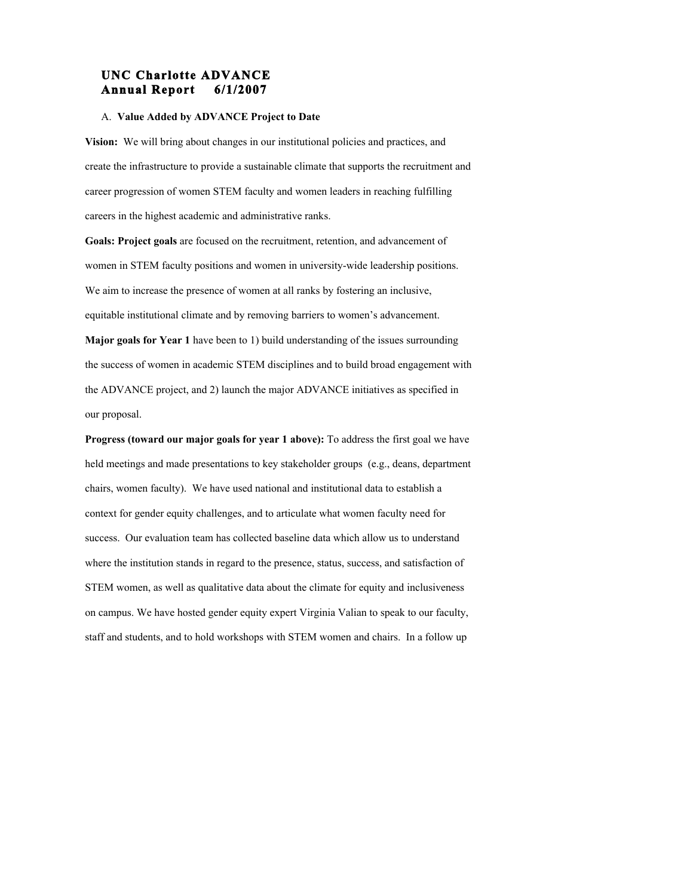# UNC Charlotte ADVANCE
# Annual Report 6/1/2007

## A. Value Added by ADVANCE Project to Date

**Vision:** We will bring about changes in our institutional policies and practices, and create the infrastructure to provide a sustainable climate that supports the recruitment and career progression of women STEM faculty and women leaders in reaching fulfilling careers in the highest academic and administrative ranks.

**Goals: Project goals** are focused on the recruitment, retention, and advancement of women in STEM faculty positions and women in university-wide leadership positions. We aim to increase the presence of women at all ranks by fostering an inclusive, equitable institutional climate and by removing barriers to women's advancement.

**Major goals for Year 1** have been to 1) build understanding of the issues surrounding the success of women in academic STEM disciplines and to build broad engagement with the ADVANCE project, and 2) launch the major ADVANCE initiatives as specified in our proposal.

**Progress (toward our major goals for year 1 above):** To address the first goal we have held meetings and made presentations to key stakeholder groups (e.g., deans, department chairs, women faculty). We have used national and institutional data to establish a context for gender equity challenges, and to articulate what women faculty need for success. Our evaluation team has collected baseline data which allow us to understand where the institution stands in regard to the presence, status, success, and satisfaction of STEM women, as well as qualitative data about the climate for equity and inclusiveness on campus. We have hosted gender equity expert Virginia Valian to speak to our faculty, staff and students, and to hold workshops with STEM women and chairs. In a follow up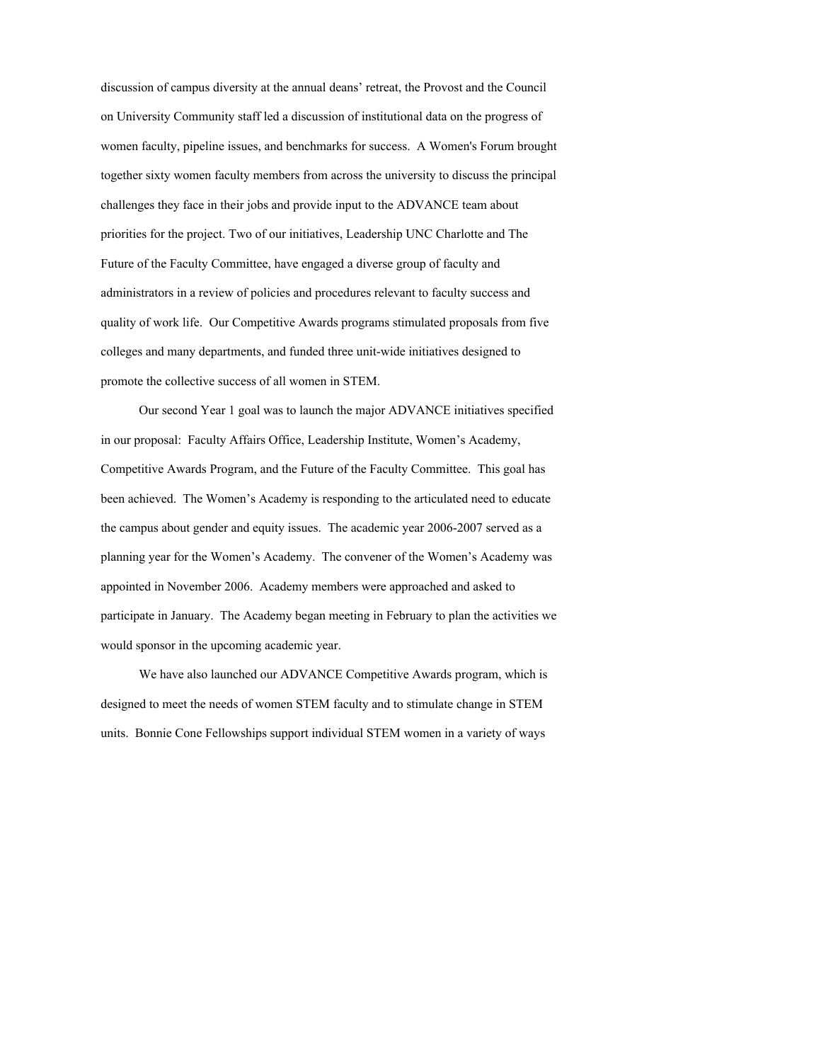discussion of campus diversity at the annual deans' retreat, the Provost and the Council on University Community staff led a discussion of institutional data on the progress of women faculty, pipeline issues, and benchmarks for success. A Women's Forum brought together sixty women faculty members from across the university to discuss the principal challenges they face in their jobs and provide input to the ADVANCE team about priorities for the project. Two of our initiatives, Leadership UNC Charlotte and The Future of the Faculty Committee, have engaged a diverse group of faculty and administrators in a review of policies and procedures relevant to faculty success and quality of work life. Our Competitive Awards programs stimulated proposals from five colleges and many departments, and funded three unit-wide initiatives designed to promote the collective success of all women in STEM.

Our second Year 1 goal was to launch the major ADVANCE initiatives specified in our proposal: Faculty Affairs Office, Leadership Institute, Women's Academy, Competitive Awards Program, and the Future of the Faculty Committee. This goal has been achieved. The Women's Academy is responding to the articulated need to educate the campus about gender and equity issues. The academic year 2006-2007 served as a planning year for the Women's Academy. The convener of the Women's Academy was appointed in November 2006. Academy members were approached and asked to participate in January. The Academy began meeting in February to plan the activities we would sponsor in the upcoming academic year.

We have also launched our ADVANCE Competitive Awards program, which is designed to meet the needs of women STEM faculty and to stimulate change in STEM units. Bonnie Cone Fellowships support individual STEM women in a variety of ways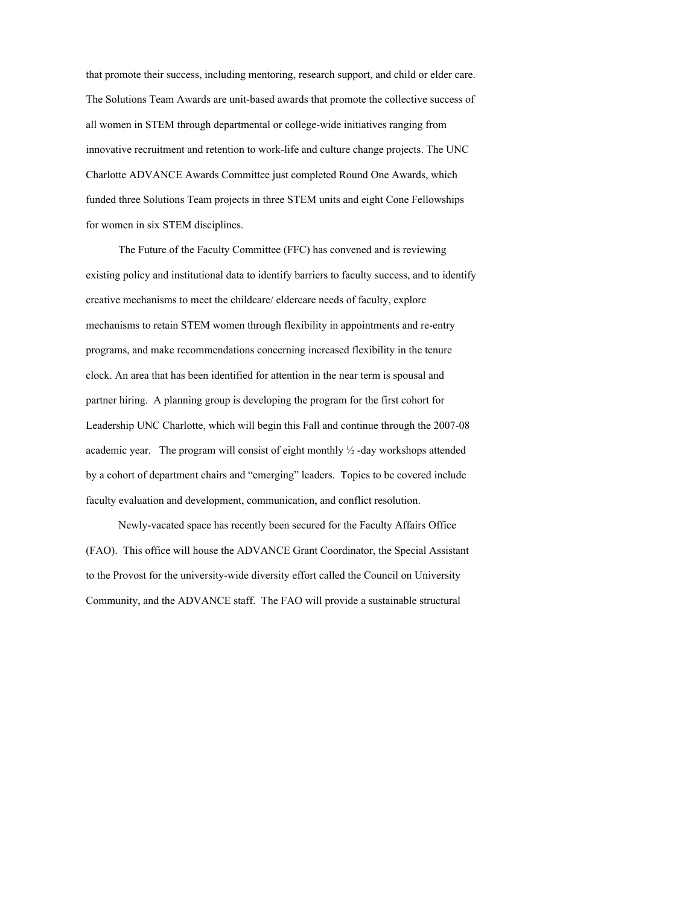that promote their success, including mentoring, research support, and child or elder care. The Solutions Team Awards are unit-based awards that promote the collective success of all women in STEM through departmental or college-wide initiatives ranging from innovative recruitment and retention to work-life and culture change projects. The UNC Charlotte ADVANCE Awards Committee just completed Round One Awards, which funded three Solutions Team projects in three STEM units and eight Cone Fellowships for women in six STEM disciplines.

The Future of the Faculty Committee (FFC) has convened and is reviewing existing policy and institutional data to identify barriers to faculty success, and to identify creative mechanisms to meet the childcare/ eldercare needs of faculty, explore mechanisms to retain STEM women through flexibility in appointments and re-entry programs, and make recommendations concerning increased flexibility in the tenure clock. An area that has been identified for attention in the near term is spousal and partner hiring. A planning group is developing the program for the first cohort for Leadership UNC Charlotte, which will begin this Fall and continue through the 2007-08 academic year. The program will consist of eight monthly ½ -day workshops attended by a cohort of department chairs and "emerging" leaders. Topics to be covered include faculty evaluation and development, communication, and conflict resolution.

Newly-vacated space has recently been secured for the Faculty Affairs Office (FAO). This office will house the ADVANCE Grant Coordinator, the Special Assistant to the Provost for the university-wide diversity effort called the Council on University Community, and the ADVANCE staff. The FAO will provide a sustainable structural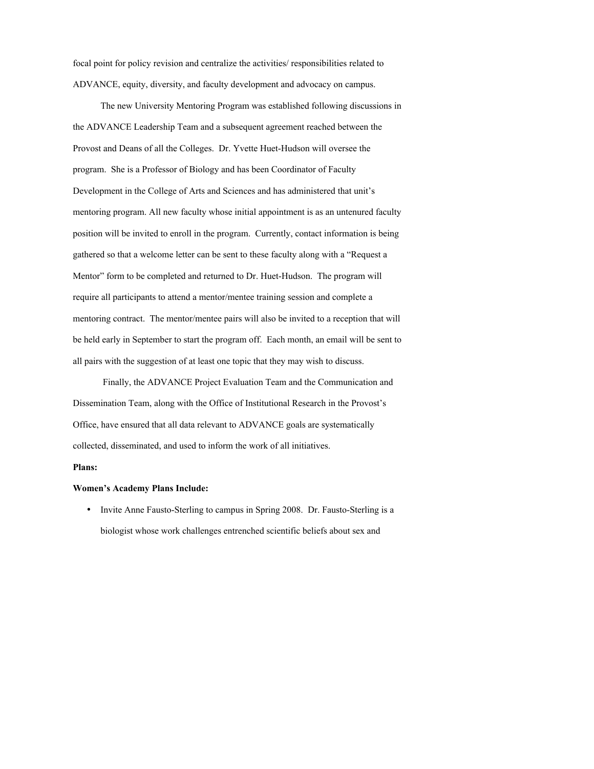focal point for policy revision and centralize the activities/ responsibilities related to ADVANCE, equity, diversity, and faculty development and advocacy on campus.

The new University Mentoring Program was established following discussions in the ADVANCE Leadership Team and a subsequent agreement reached between the Provost and Deans of all the Colleges. Dr. Yvette Huet-Hudson will oversee the program. She is a Professor of Biology and has been Coordinator of Faculty Development in the College of Arts and Sciences and has administered that unit's mentoring program. All new faculty whose initial appointment is as an untenured faculty position will be invited to enroll in the program. Currently, contact information is being gathered so that a welcome letter can be sent to these faculty along with a "Request a Mentor" form to be completed and returned to Dr. Huet-Hudson. The program will require all participants to attend a mentor/mentee training session and complete a mentoring contract. The mentor/mentee pairs will also be invited to a reception that will be held early in September to start the program off. Each month, an email will be sent to all pairs with the suggestion of at least one topic that they may wish to discuss.

Finally, the ADVANCE Project Evaluation Team and the Communication and Dissemination Team, along with the Office of Institutional Research in the Provost's Office, have ensured that all data relevant to ADVANCE goals are systematically collected, disseminated, and used to inform the work of all initiatives.

**Plans:**

**Women's Academy Plans Include:**

- Invite Anne Fausto-Sterling to campus in Spring 2008. Dr. Fausto-Sterling is a biologist whose work challenges entrenched scientific beliefs about sex and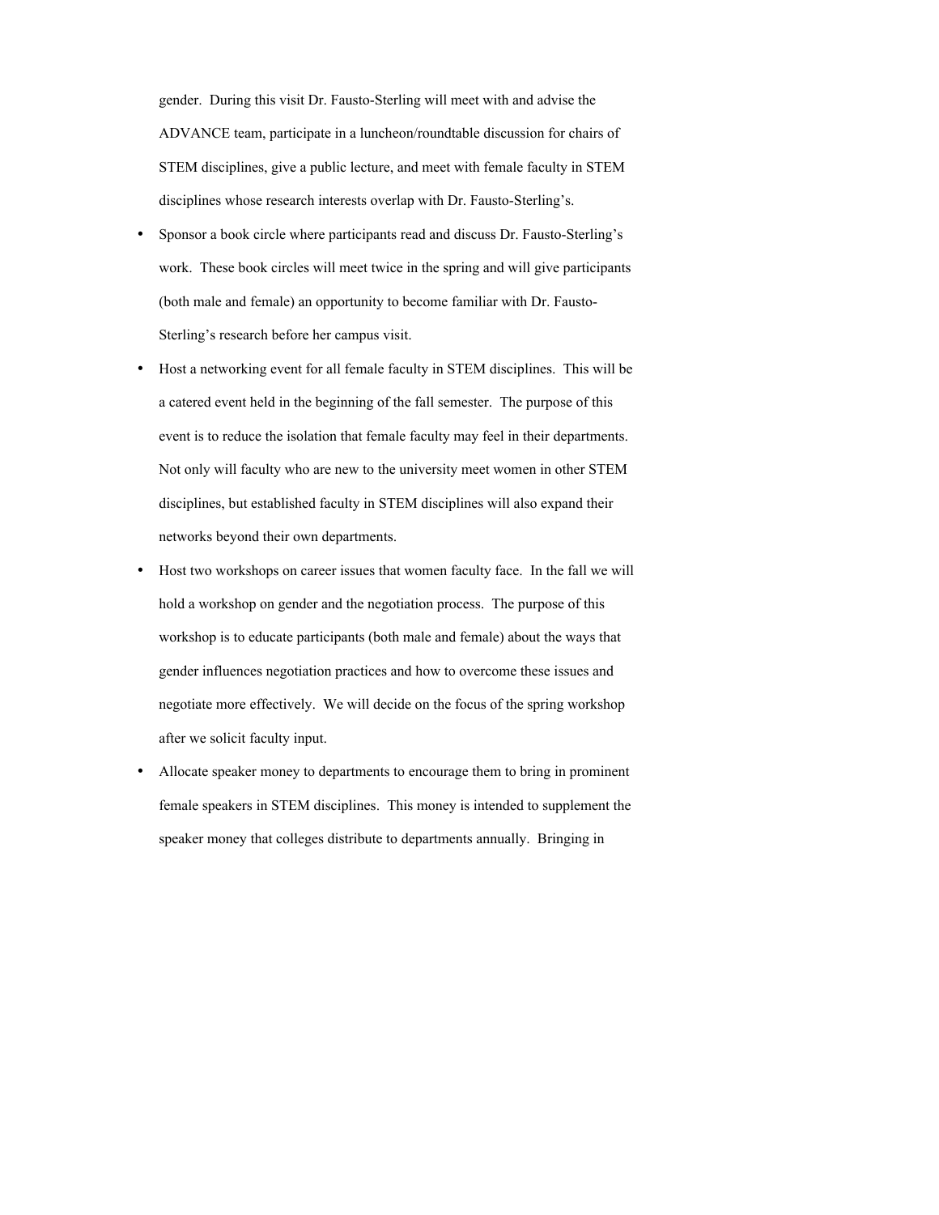gender. During this visit Dr. Fausto-Sterling will meet with and advise the ADVANCE team, participate in a luncheon/roundtable discussion for chairs of STEM disciplines, give a public lecture, and meet with female faculty in STEM disciplines whose research interests overlap with Dr. Fausto-Sterling's.

- Sponsor a book circle where participants read and discuss Dr. Fausto-Sterling's work. These book circles will meet twice in the spring and will give participants (both male and female) an opportunity to become familiar with Dr. Fausto-Sterling's research before her campus visit.
- Host a networking event for all female faculty in STEM disciplines. This will be a catered event held in the beginning of the fall semester. The purpose of this event is to reduce the isolation that female faculty may feel in their departments. Not only will faculty who are new to the university meet women in other STEM disciplines, but established faculty in STEM disciplines will also expand their networks beyond their own departments.
- Host two workshops on career issues that women faculty face. In the fall we will hold a workshop on gender and the negotiation process. The purpose of this workshop is to educate participants (both male and female) about the ways that gender influences negotiation practices and how to overcome these issues and negotiate more effectively. We will decide on the focus of the spring workshop after we solicit faculty input.
- Allocate speaker money to departments to encourage them to bring in prominent female speakers in STEM disciplines. This money is intended to supplement the speaker money that colleges distribute to departments annually. Bringing in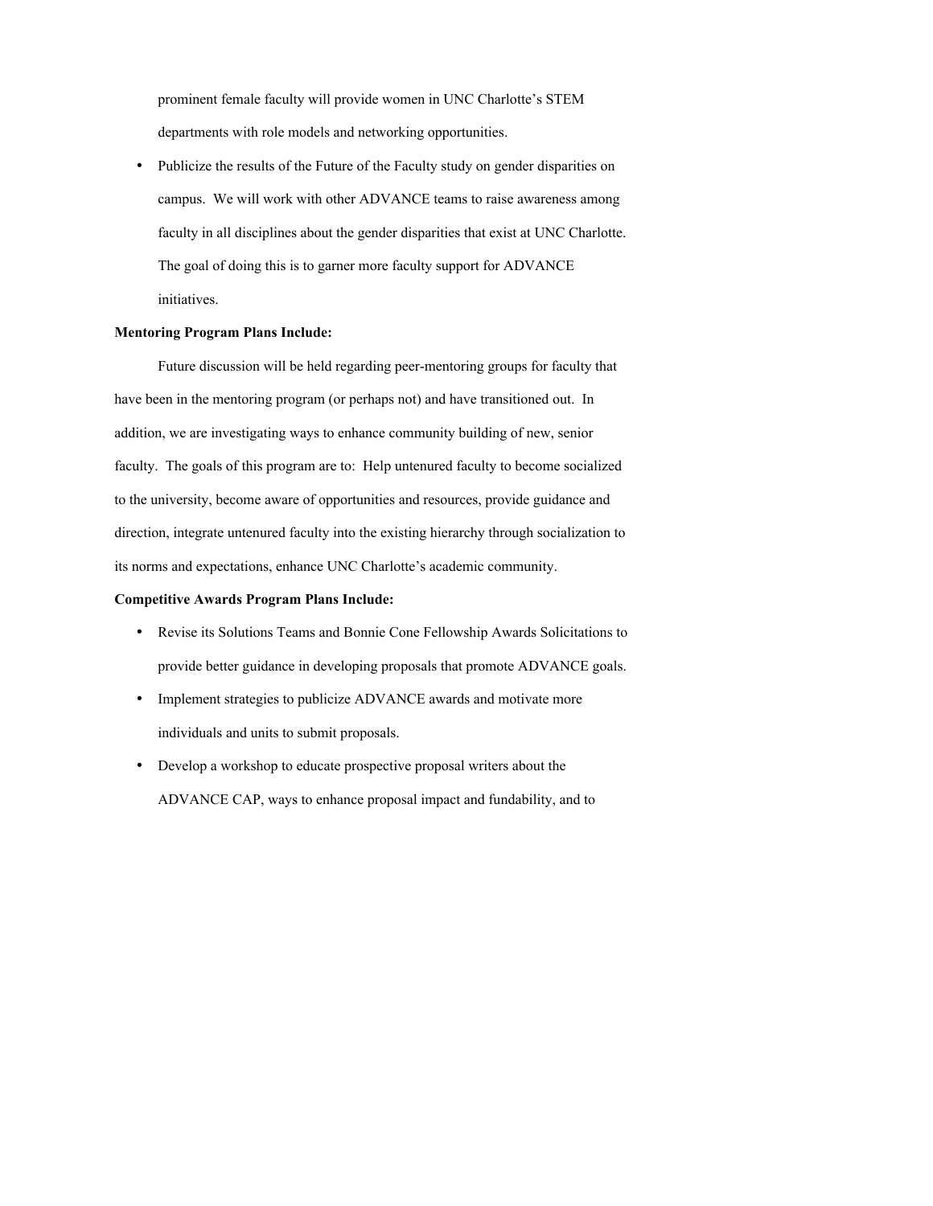prominent female faculty will provide women in UNC Charlotte's STEM departments with role models and networking opportunities.

- Publicize the results of the Future of the Faculty study on gender disparities on campus. We will work with other ADVANCE teams to raise awareness among faculty in all disciplines about the gender disparities that exist at UNC Charlotte. The goal of doing this is to garner more faculty support for ADVANCE initiatives.

**Mentoring Program Plans Include:**

Future discussion will be held regarding peer-mentoring groups for faculty that have been in the mentoring program (or perhaps not) and have transitioned out. In addition, we are investigating ways to enhance community building of new, senior faculty. The goals of this program are to: Help untenured faculty to become socialized to the university, become aware of opportunities and resources, provide guidance and direction, integrate untenured faculty into the existing hierarchy through socialization to its norms and expectations, enhance UNC Charlotte's academic community.

**Competitive Awards Program Plans Include:**

- Revise its Solutions Teams and Bonnie Cone Fellowship Awards Solicitations to provide better guidance in developing proposals that promote ADVANCE goals.
- Implement strategies to publicize ADVANCE awards and motivate more individuals and units to submit proposals.
- Develop a workshop to educate prospective proposal writers about the ADVANCE CAP, ways to enhance proposal impact and fundability, and to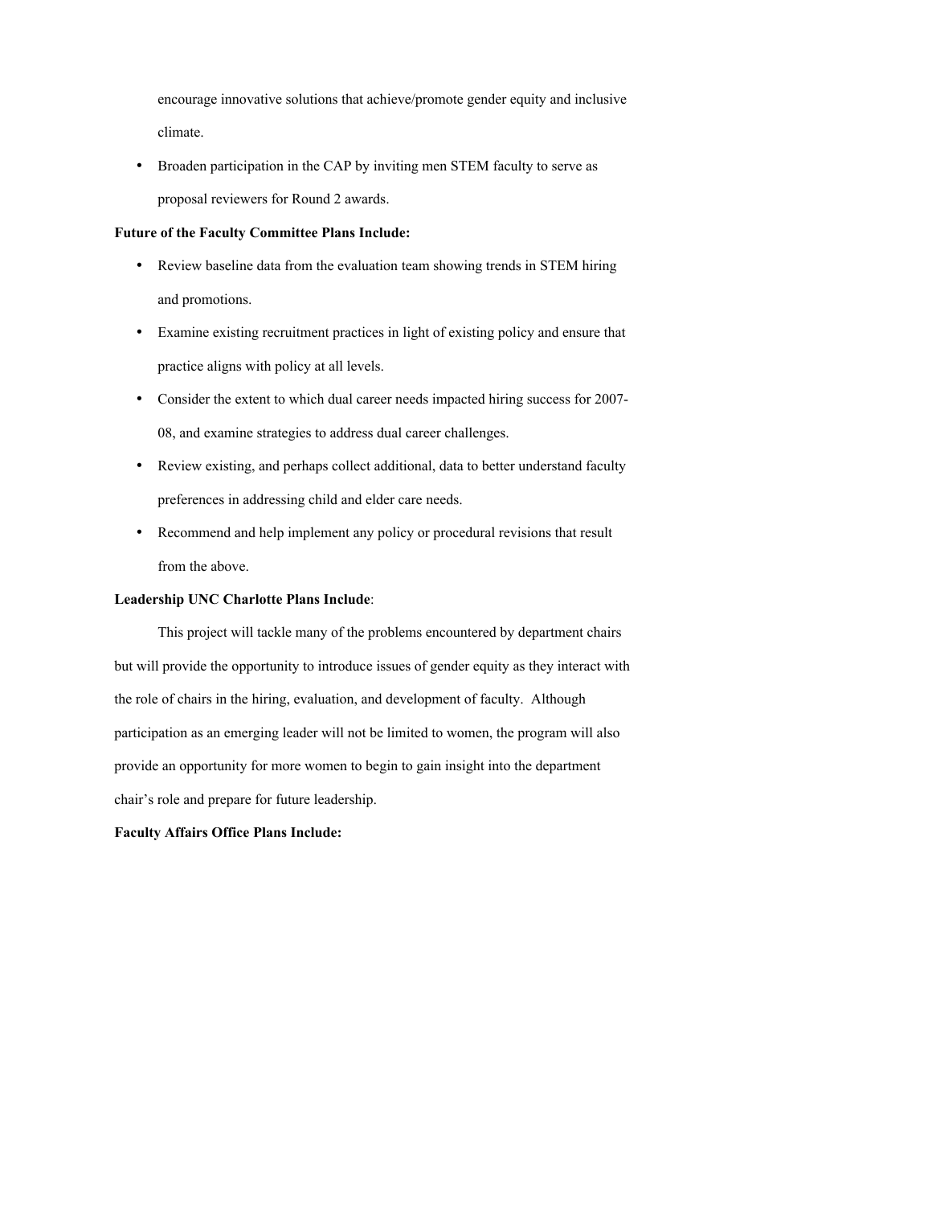encourage innovative solutions that achieve/promote gender equity and inclusive climate.

- Broaden participation in the CAP by inviting men STEM faculty to serve as proposal reviewers for Round 2 awards.

**Future of the Faculty Committee Plans Include:**

- Review baseline data from the evaluation team showing trends in STEM hiring and promotions.
- Examine existing recruitment practices in light of existing policy and ensure that practice aligns with policy at all levels.
- Consider the extent to which dual career needs impacted hiring success for 2007-08, and examine strategies to address dual career challenges.
- Review existing, and perhaps collect additional, data to better understand faculty preferences in addressing child and elder care needs.
- Recommend and help implement any policy or procedural revisions that result from the above.

**Leadership UNC Charlotte Plans Include**:

This project will tackle many of the problems encountered by department chairs but will provide the opportunity to introduce issues of gender equity as they interact with the role of chairs in the hiring, evaluation, and development of faculty. Although participation as an emerging leader will not be limited to women, the program will also provide an opportunity for more women to begin to gain insight into the department chair's role and prepare for future leadership.

**Faculty Affairs Office Plans Include:**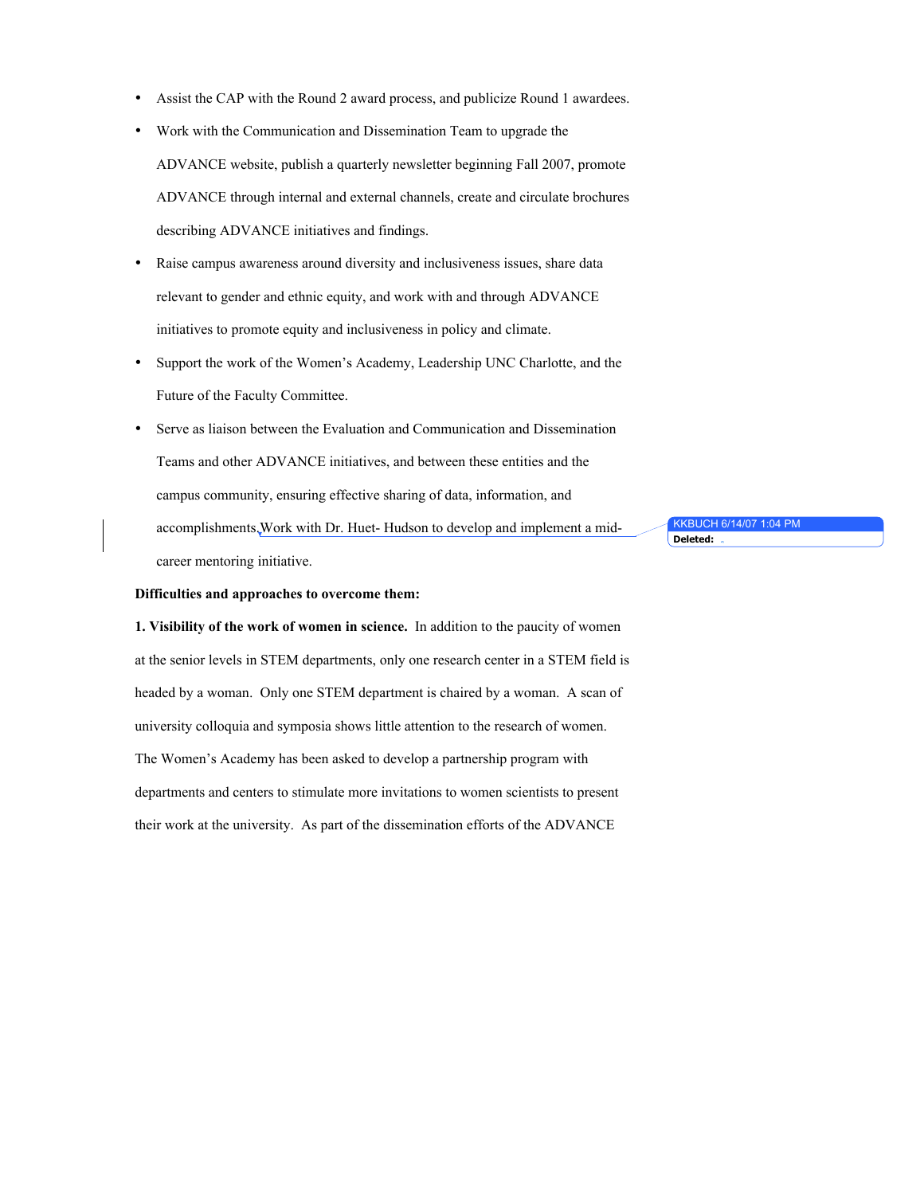- Assist the CAP with the Round 2 award process, and publicize Round 1 awardees.
- Work with the Communication and Dissemination Team to upgrade the ADVANCE website, publish a quarterly newsletter beginning Fall 2007, promote ADVANCE through internal and external channels, create and circulate brochures describing ADVANCE initiatives and findings.
- Raise campus awareness around diversity and inclusiveness issues, share data relevant to gender and ethnic equity, and work with and through ADVANCE initiatives to promote equity and inclusiveness in policy and climate.
- Support the work of the Women's Academy, Leadership UNC Charlotte, and the Future of the Faculty Committee.
- Serve as liaison between the Evaluation and Communication and Dissemination Teams and other ADVANCE initiatives, and between these entities and the campus community, ensuring effective sharing of data, information, and accomplishments.Work with Dr. Huet- Hudson to develop and implement a mid-career mentoring initiative.

**Difficulties and approaches to overcome them:**

**1. Visibility of the work of women in science.** In addition to the paucity of women at the senior levels in STEM departments, only one research center in a STEM field is headed by a woman. Only one STEM department is chaired by a woman. A scan of university colloquia and symposia shows little attention to the research of women. The Women's Academy has been asked to develop a partnership program with departments and centers to stimulate more invitations to women scientists to present their work at the university. As part of the dissemination efforts of the ADVANCE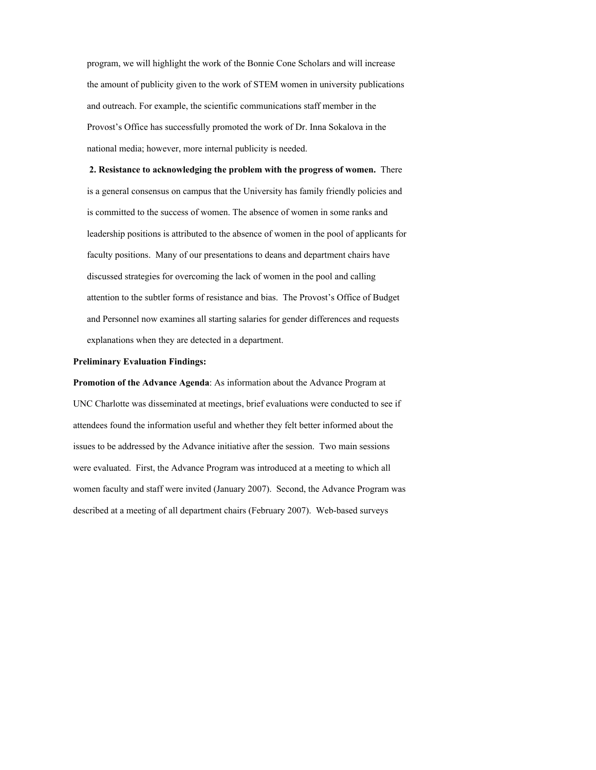program, we will highlight the work of the Bonnie Cone Scholars and will increase the amount of publicity given to the work of STEM women in university publications and outreach. For example, the scientific communications staff member in the Provost's Office has successfully promoted the work of Dr. Inna Sokalova in the national media; however, more internal publicity is needed.

**2. Resistance to acknowledging the problem with the progress of women.** There is a general consensus on campus that the University has family friendly policies and is committed to the success of women. The absence of women in some ranks and leadership positions is attributed to the absence of women in the pool of applicants for faculty positions. Many of our presentations to deans and department chairs have discussed strategies for overcoming the lack of women in the pool and calling attention to the subtler forms of resistance and bias. The Provost's Office of Budget and Personnel now examines all starting salaries for gender differences and requests explanations when they are detected in a department.

**Preliminary Evaluation Findings:**

**Promotion of the Advance Agenda**: As information about the Advance Program at UNC Charlotte was disseminated at meetings, brief evaluations were conducted to see if attendees found the information useful and whether they felt better informed about the issues to be addressed by the Advance initiative after the session. Two main sessions were evaluated. First, the Advance Program was introduced at a meeting to which all women faculty and staff were invited (January 2007). Second, the Advance Program was described at a meeting of all department chairs (February 2007). Web-based surveys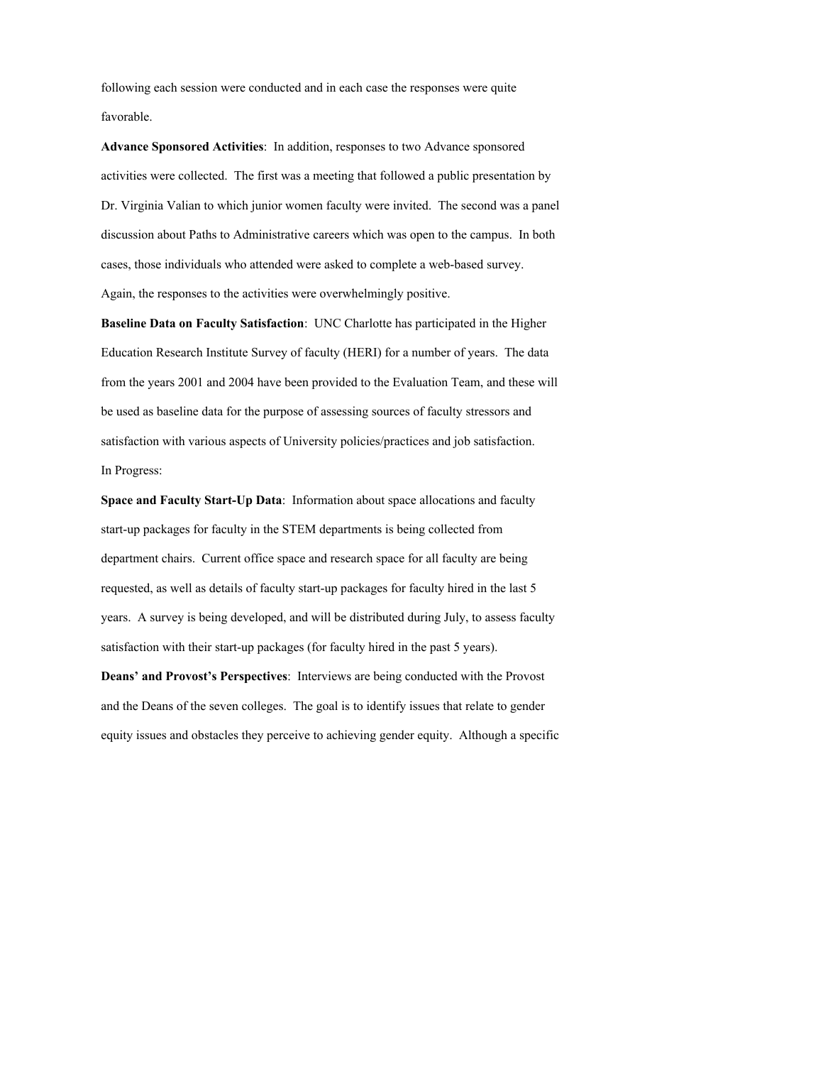following each session were conducted and in each case the responses were quite favorable.

**Advance Sponsored Activities**: In addition, responses to two Advance sponsored activities were collected. The first was a meeting that followed a public presentation by Dr. Virginia Valian to which junior women faculty were invited. The second was a panel discussion about Paths to Administrative careers which was open to the campus. In both cases, those individuals who attended were asked to complete a web-based survey. Again, the responses to the activities were overwhelmingly positive.

**Baseline Data on Faculty Satisfaction**: UNC Charlotte has participated in the Higher Education Research Institute Survey of faculty (HERI) for a number of years. The data from the years 2001 and 2004 have been provided to the Evaluation Team, and these will be used as baseline data for the purpose of assessing sources of faculty stressors and satisfaction with various aspects of University policies/practices and job satisfaction.

In Progress:

**Space and Faculty Start-Up Data**: Information about space allocations and faculty start-up packages for faculty in the STEM departments is being collected from department chairs. Current office space and research space for all faculty are being requested, as well as details of faculty start-up packages for faculty hired in the last 5 years. A survey is being developed, and will be distributed during July, to assess faculty satisfaction with their start-up packages (for faculty hired in the past 5 years).

**Deans' and Provost's Perspectives**: Interviews are being conducted with the Provost and the Deans of the seven colleges. The goal is to identify issues that relate to gender equity issues and obstacles they perceive to achieving gender equity. Although a specific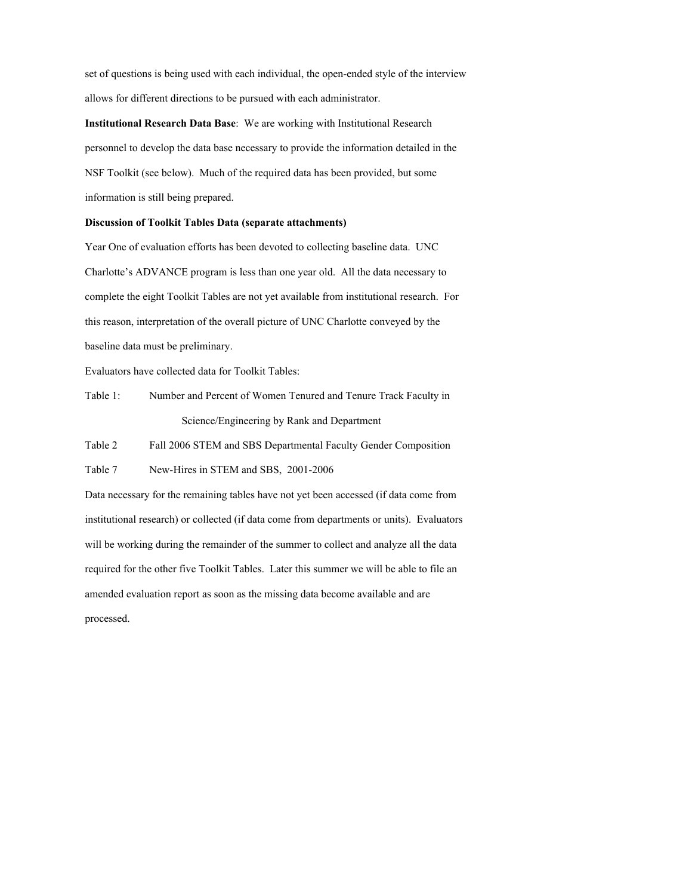set of questions is being used with each individual, the open-ended style of the interview allows for different directions to be pursued with each administrator.

**Institutional Research Data Base**: We are working with Institutional Research personnel to develop the data base necessary to provide the information detailed in the NSF Toolkit (see below). Much of the required data has been provided, but some information is still being prepared.

**Discussion of Toolkit Tables Data (separate attachments)**

Year One of evaluation efforts has been devoted to collecting baseline data. UNC Charlotte's ADVANCE program is less than one year old. All the data necessary to complete the eight Toolkit Tables are not yet available from institutional research. For this reason, interpretation of the overall picture of UNC Charlotte conveyed by the baseline data must be preliminary.

Evaluators have collected data for Toolkit Tables:

Table 1: Number and Percent of Women Tenured and Tenure Track Faculty in Science/Engineering by Rank and Department

Table 2 Fall 2006 STEM and SBS Departmental Faculty Gender Composition

Table 7 New-Hires in STEM and SBS, 2001-2006

Data necessary for the remaining tables have not yet been accessed (if data come from institutional research) or collected (if data come from departments or units). Evaluators will be working during the remainder of the summer to collect and analyze all the data required for the other five Toolkit Tables. Later this summer we will be able to file an amended evaluation report as soon as the missing data become available and are processed.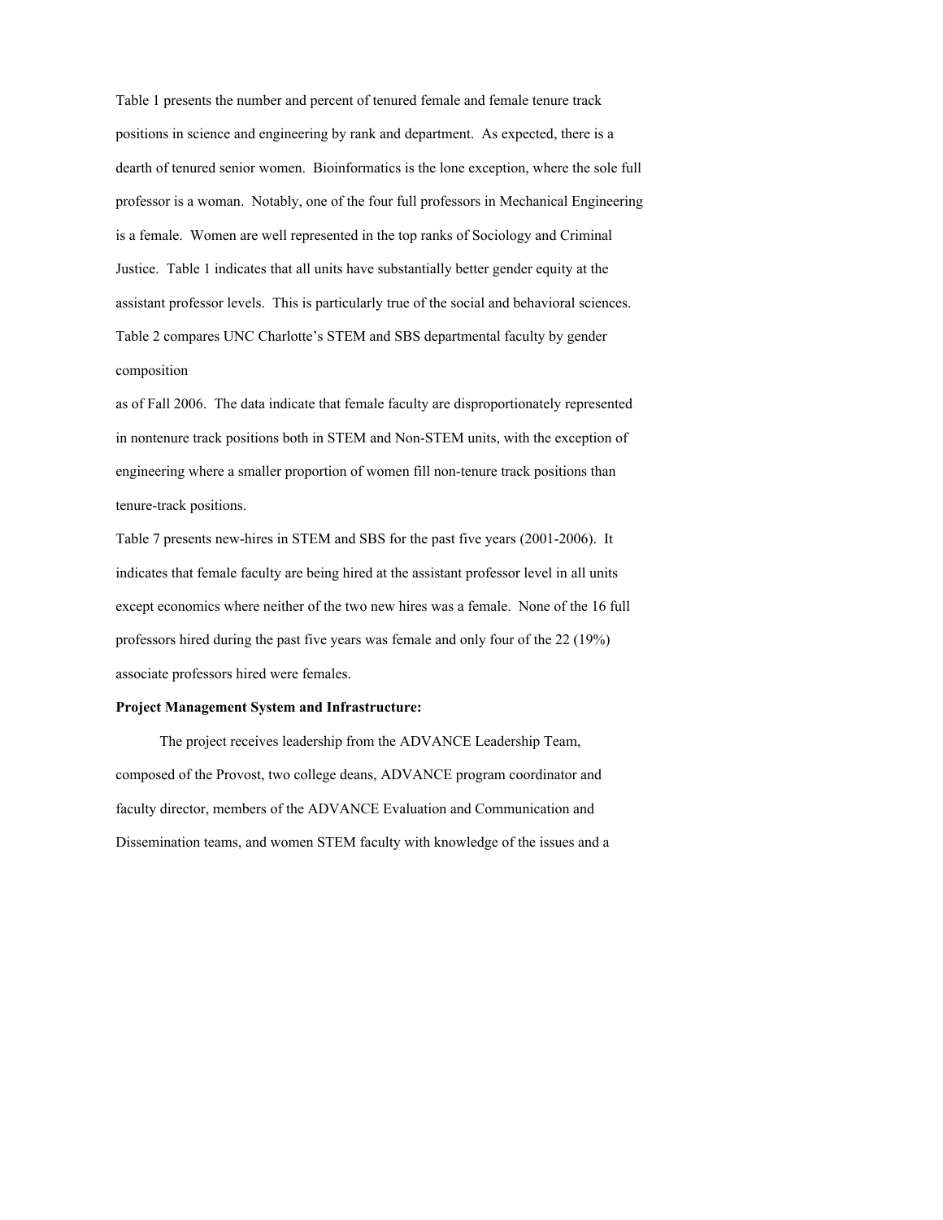Table 1 presents the number and percent of tenured female and female tenure track positions in science and engineering by rank and department. As expected, there is a dearth of tenured senior women. Bioinformatics is the lone exception, where the sole full professor is a woman. Notably, one of the four full professors in Mechanical Engineering is a female. Women are well represented in the top ranks of Sociology and Criminal Justice. Table 1 indicates that all units have substantially better gender equity at the assistant professor levels. This is particularly true of the social and behavioral sciences. Table 2 compares UNC Charlotte's STEM and SBS departmental faculty by gender composition

as of Fall 2006. The data indicate that female faculty are disproportionately represented in nontenure track positions both in STEM and Non-STEM units, with the exception of engineering where a smaller proportion of women fill non-tenure track positions than tenure-track positions.

Table 7 presents new-hires in STEM and SBS for the past five years (2001-2006). It indicates that female faculty are being hired at the assistant professor level in all units except economics where neither of the two new hires was a female. None of the 16 full professors hired during the past five years was female and only four of the 22 (19%) associate professors hired were females.

**Project Management System and Infrastructure:**

The project receives leadership from the ADVANCE Leadership Team, composed of the Provost, two college deans, ADVANCE program coordinator and faculty director, members of the ADVANCE Evaluation and Communication and Dissemination teams, and women STEM faculty with knowledge of the issues and a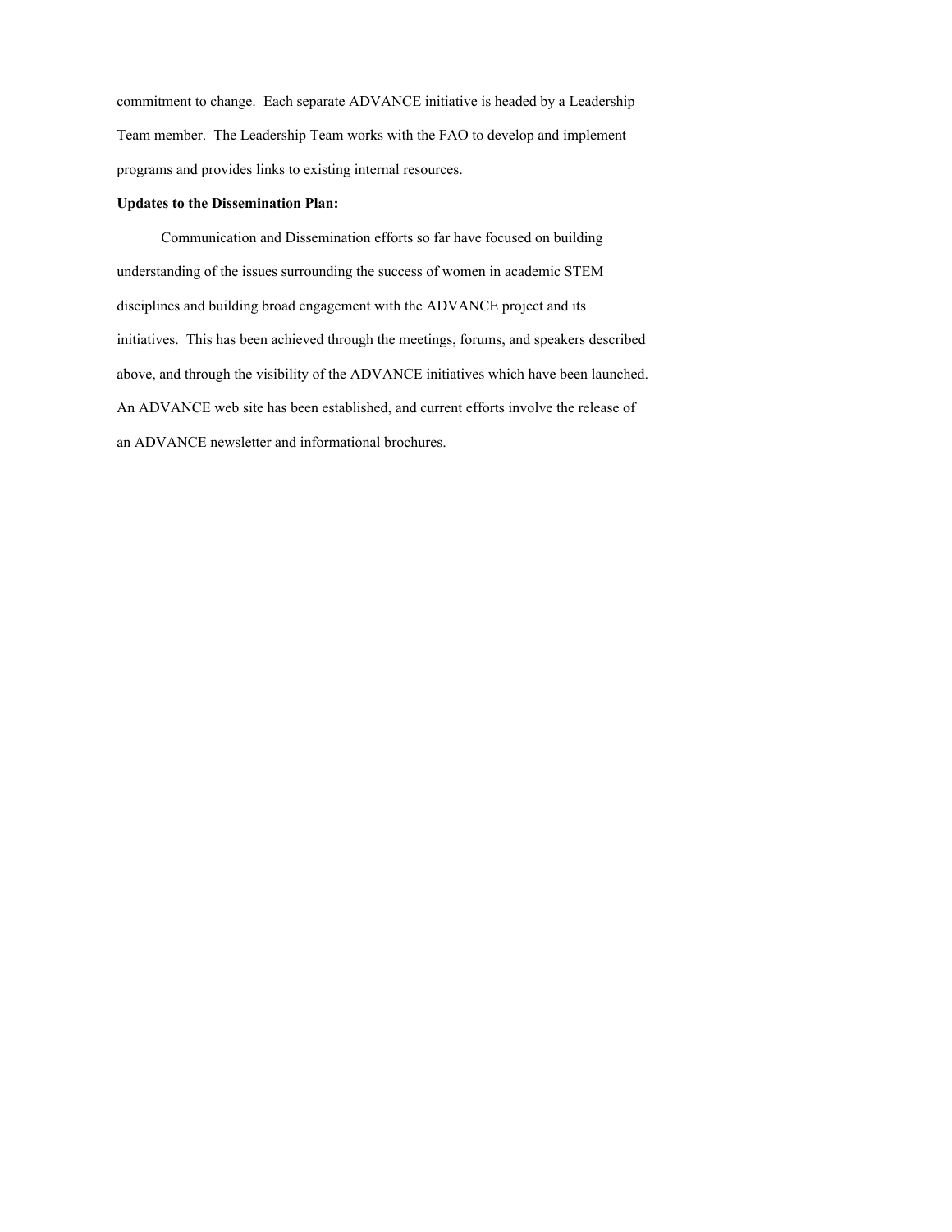commitment to change. Each separate ADVANCE initiative is headed by a Leadership Team member. The Leadership Team works with the FAO to develop and implement programs and provides links to existing internal resources.

**Updates to the Dissemination Plan:**

Communication and Dissemination efforts so far have focused on building understanding of the issues surrounding the success of women in academic STEM disciplines and building broad engagement with the ADVANCE project and its initiatives. This has been achieved through the meetings, forums, and speakers described above, and through the visibility of the ADVANCE initiatives which have been launched. An ADVANCE web site has been established, and current efforts involve the release of an ADVANCE newsletter and informational brochures.